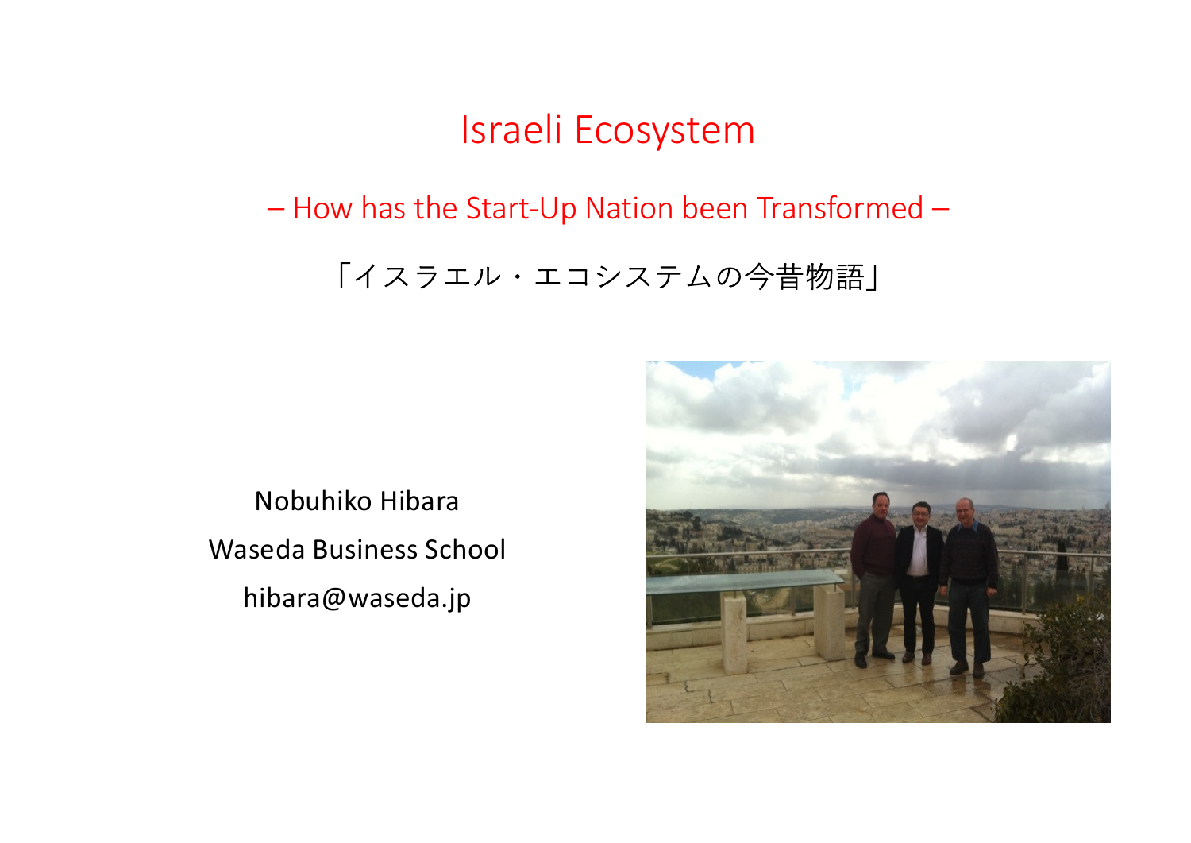# Israeli Ecosystem

## – How has the Start-Up Nation been Transformed –

「イスラエル・エコシステムの今昔物語」

Nobuhiko Hibara

Waseda Business School

hibara@waseda.jp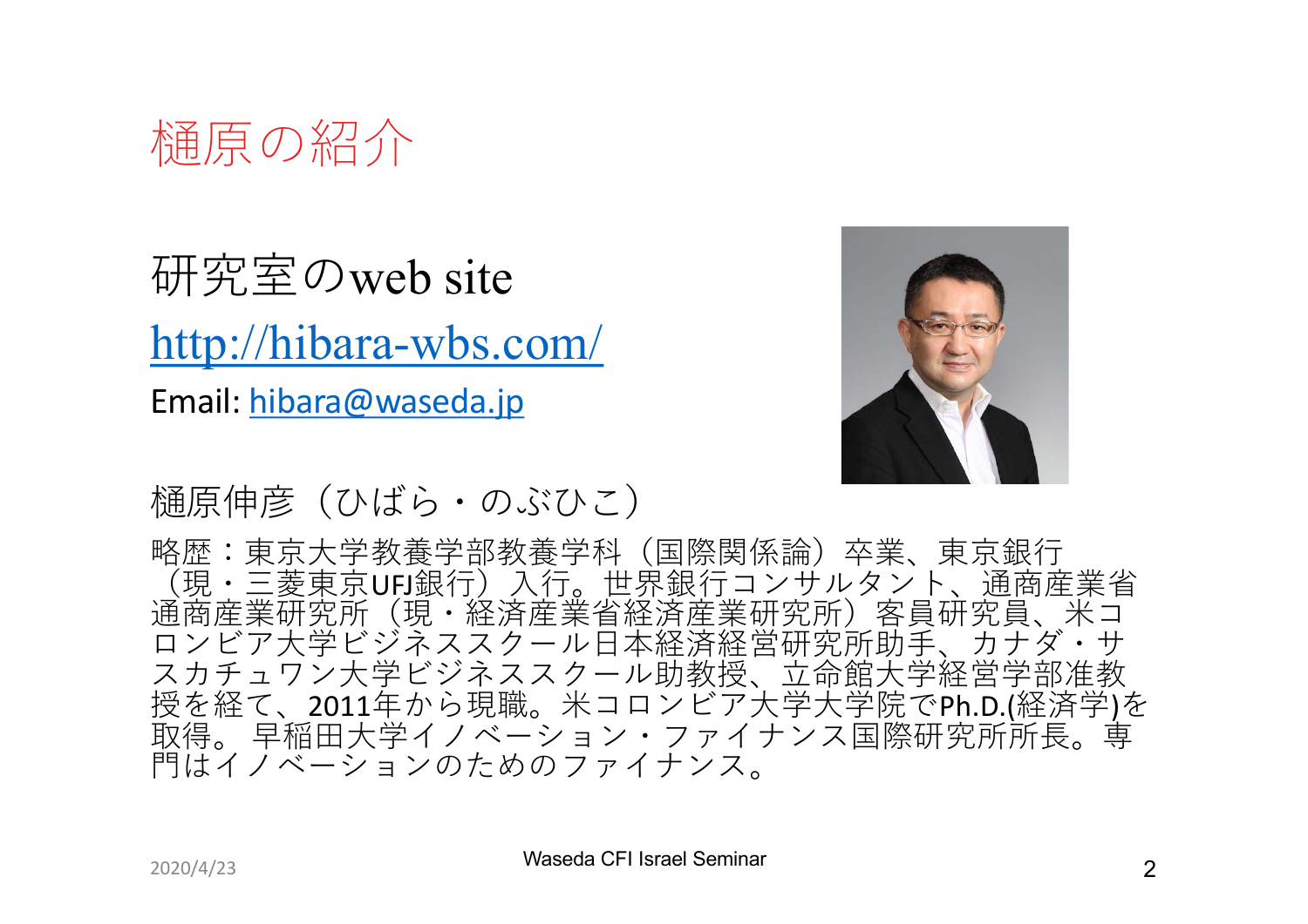# 樋原の紹介

研究室のweb site

http://hibara-wbs.com/

Email: hibara@waseda.jp

樋原伸彦（ひばら・のぶひこ）

略歴：東京大学教養学部教養学科（国際関係論）卒業、東京銀行（現・三菱東京UFJ銀行）入行。世界銀行コンサルタント、通商産業省通商産業研究所（現・経済産業省経済産業研究所）客員研究員、米コロンビア大学ビジネススクール日本経済経営研究所助手、カナダ・サスカチュワン大学ビジネススクール助教授、立命館大学経営学部准教授を経て、2011年から現職。米コロンビア大学大学院でPh.D.(経済学)を取得。早稲田大学イノベーション・ファイナンス国際研究所所長。専門はイノベーションのためのファイナンス。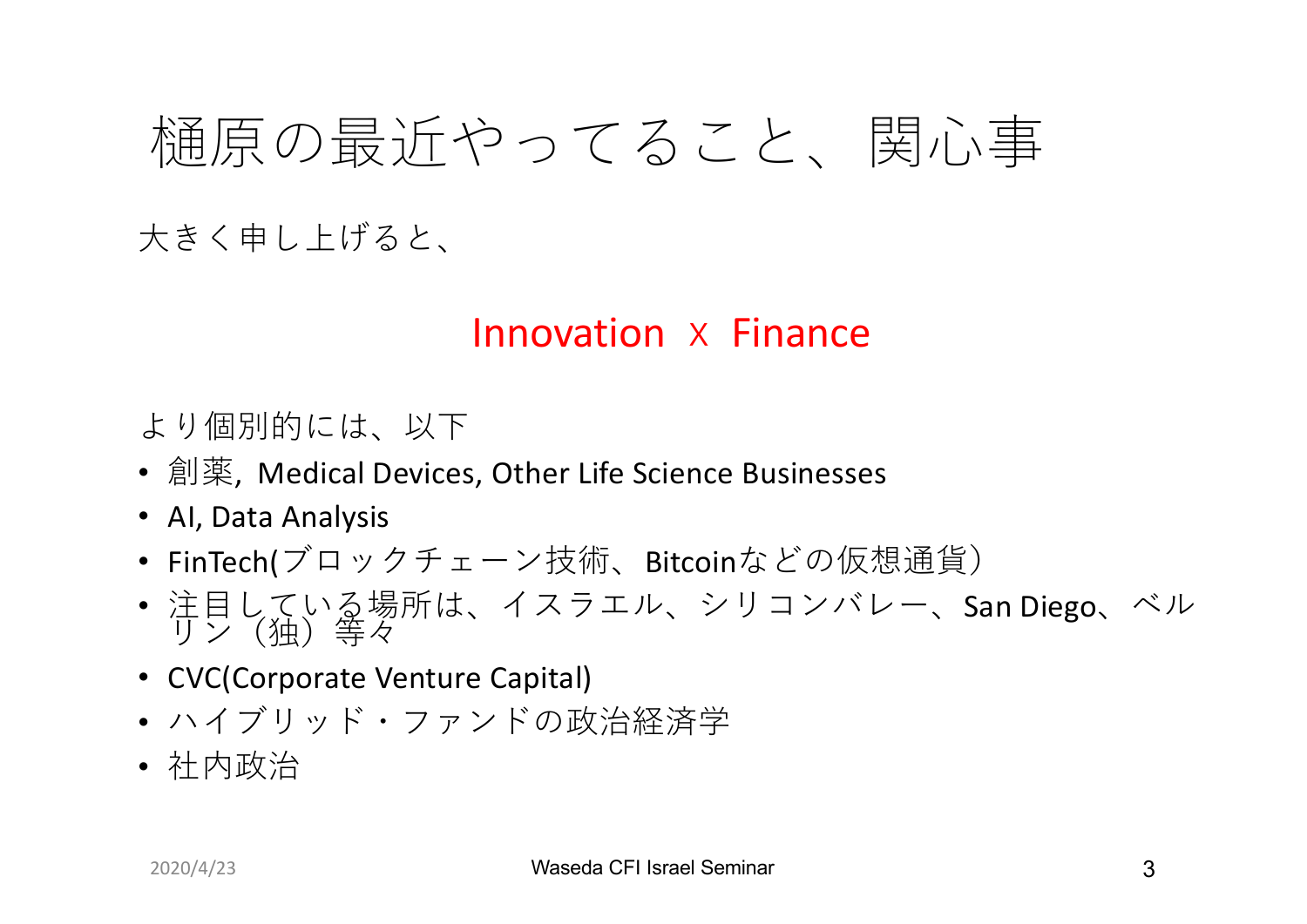# 樋原の最近やってること、関心事

大きく申し上げると、

**Innovation x Finance**

より個別的には、以下

- 創薬, Medical Devices, Other Life Science Businesses
- AI, Data Analysis
- FinTech(ブロックチェーン技術、Bitcoinなどの仮想通貨)
- 注目している場所は、イスラエル、シリコンバレー、San Diego、ベルリン（独）等々
- CVC(Corporate Venture Capital)
- ハイブリッド・ファンドの政治経済学
- 社内政治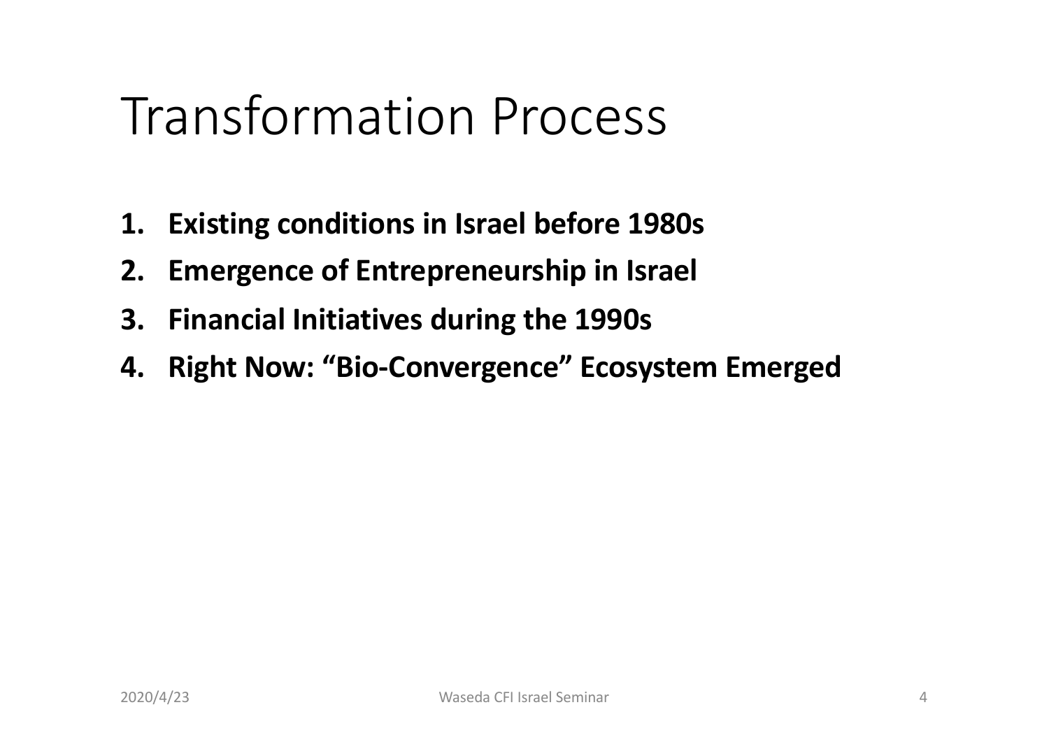# Transformation Process

1. **Existing conditions in Israel before 1980s**
2. **Emergence of Entrepreneurship in Israel**
3. **Financial Initiatives during the 1990s**
4. **Right Now: "Bio-Convergence" Ecosystem Emerged**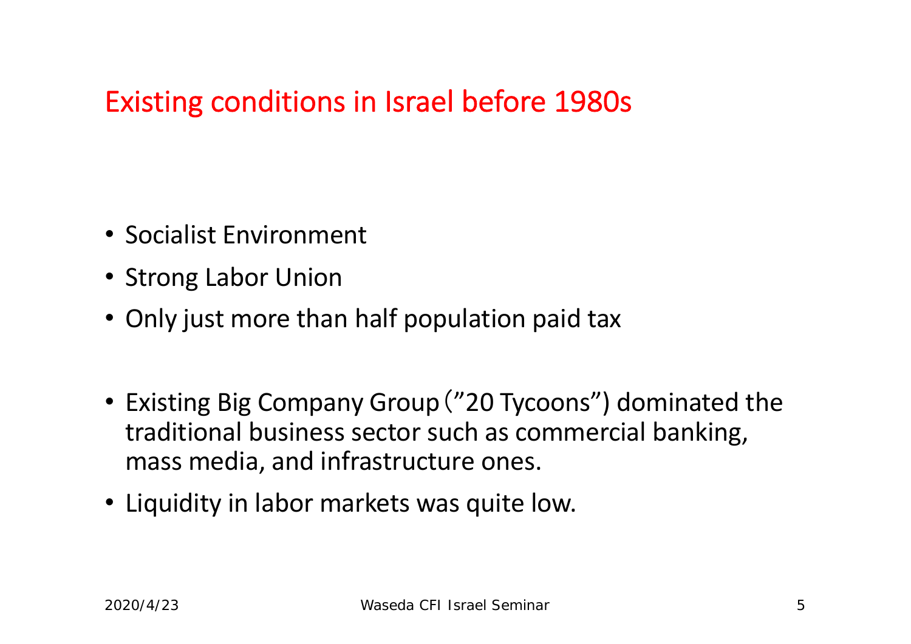## Existing conditions in Israel before 1980s

- Socialist Environment
- Strong Labor Union
- Only just more than half population paid tax

- Existing Big Company Group（”20 Tycoons”) dominated the traditional business sector such as commercial banking, mass media, and infrastructure ones.
- Liquidity in labor markets was quite low.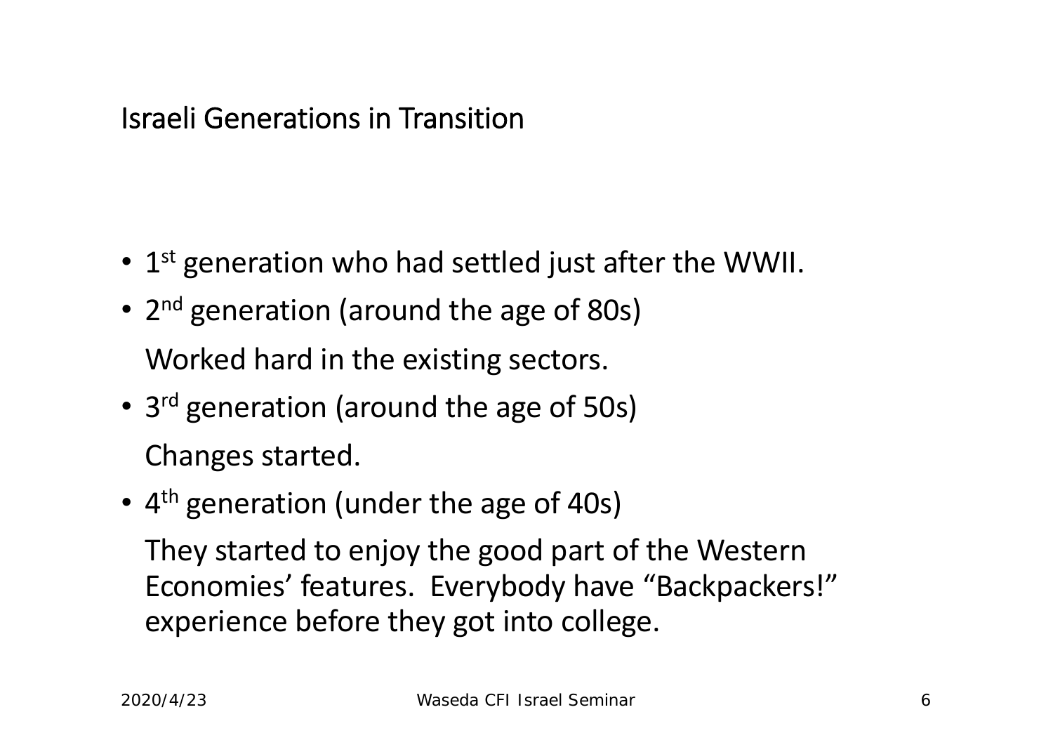# Israeli Generations in Transition

- 1st generation who had settled just after the WWII.
- 2nd generation (around the age of 80s)

  Worked hard in the existing sectors.
- 3rd generation (around the age of 50s)

  Changes started.
- 4th generation (under the age of 40s)

  They started to enjoy the good part of the Western Economies' features. Everybody have "Backpackers!" experience before they got into college.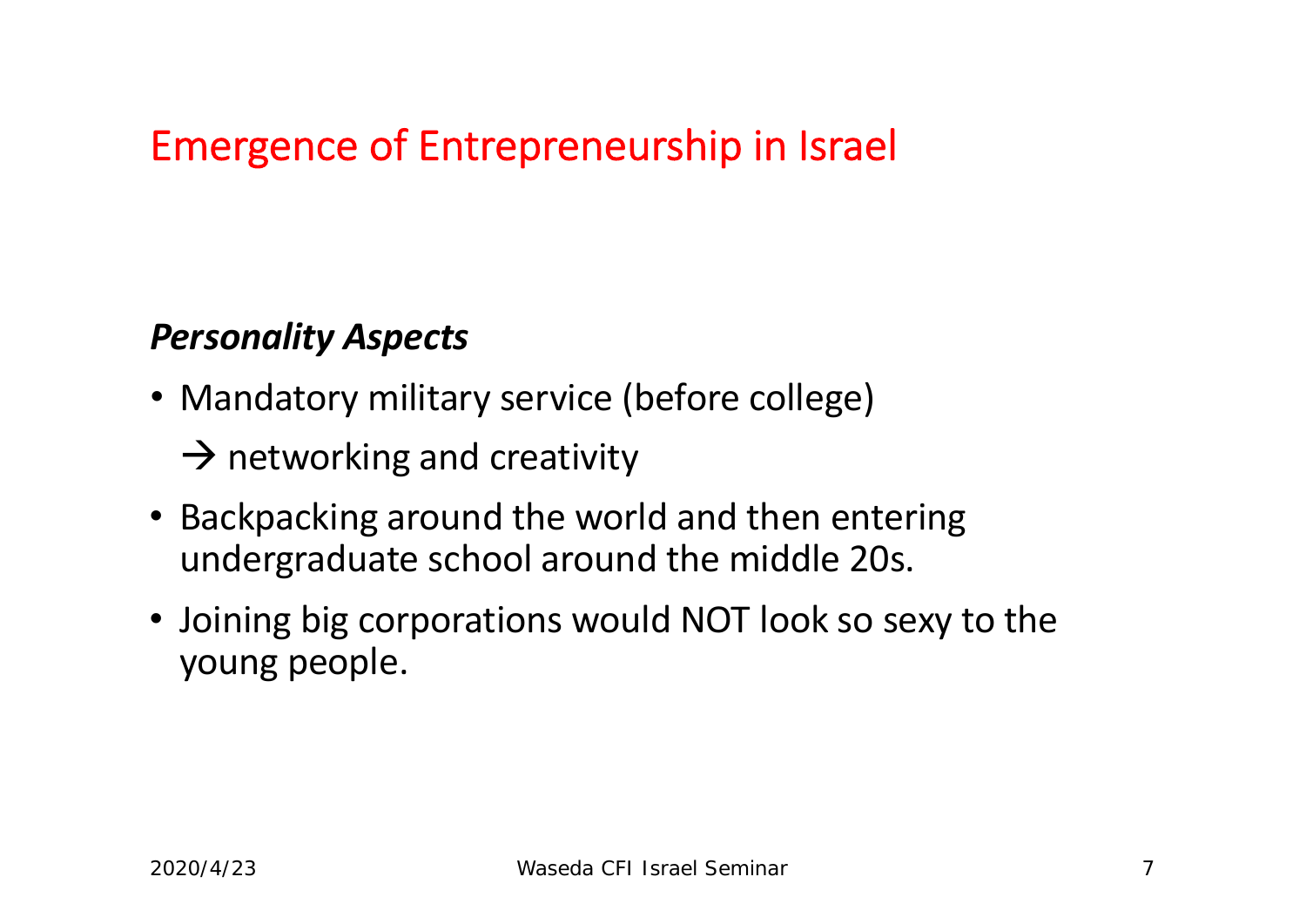## Emergence of Entrepreneurship in Israel

***Personality Aspects***

- Mandatory military service (before college)

  → networking and creativity
- Backpacking around the world and then entering undergraduate school around the middle 20s.
- Joining big corporations would NOT look so sexy to the young people.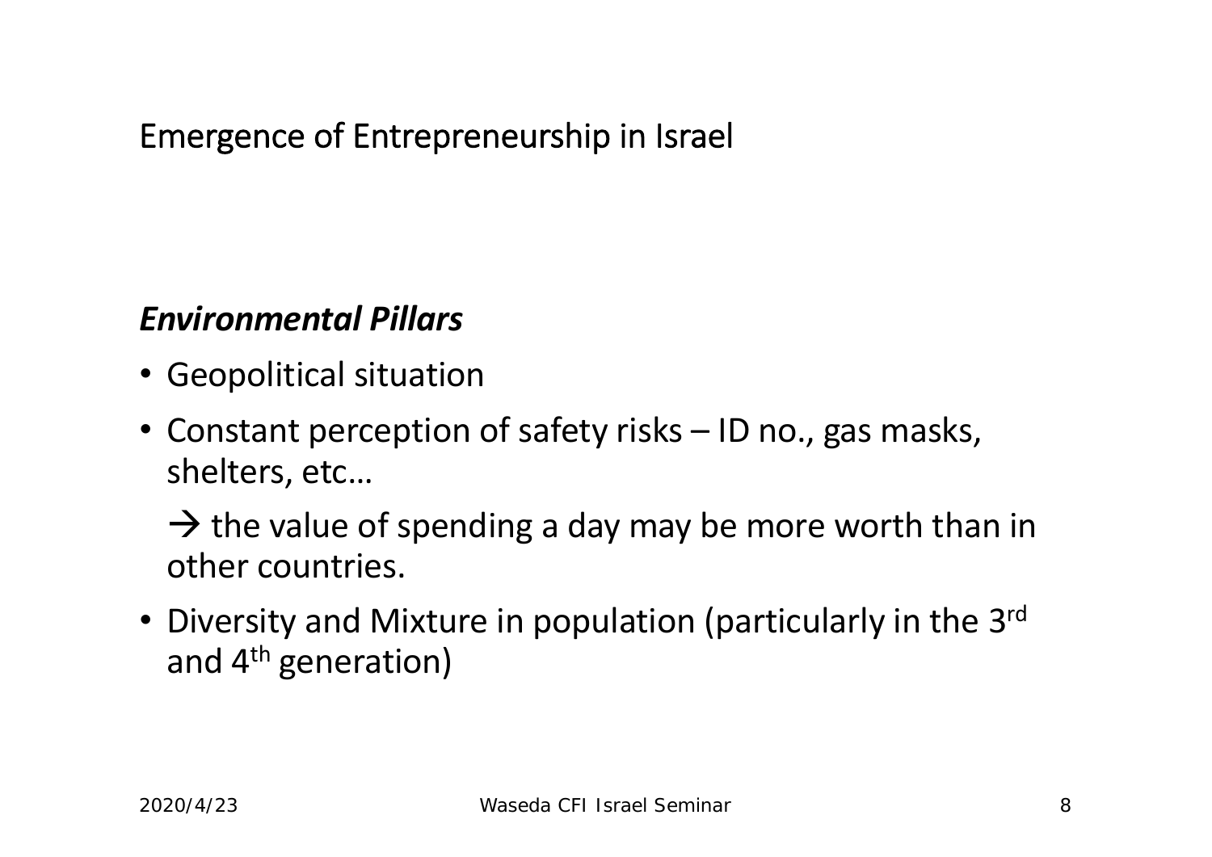# Emergence of Entrepreneurship in Israel

***Environmental Pillars***

- Geopolitical situation
- Constant perception of safety risks – ID no., gas masks, shelters, etc…

  → the value of spending a day may be more worth than in other countries.
- Diversity and Mixture in population (particularly in the 3rd and 4th generation)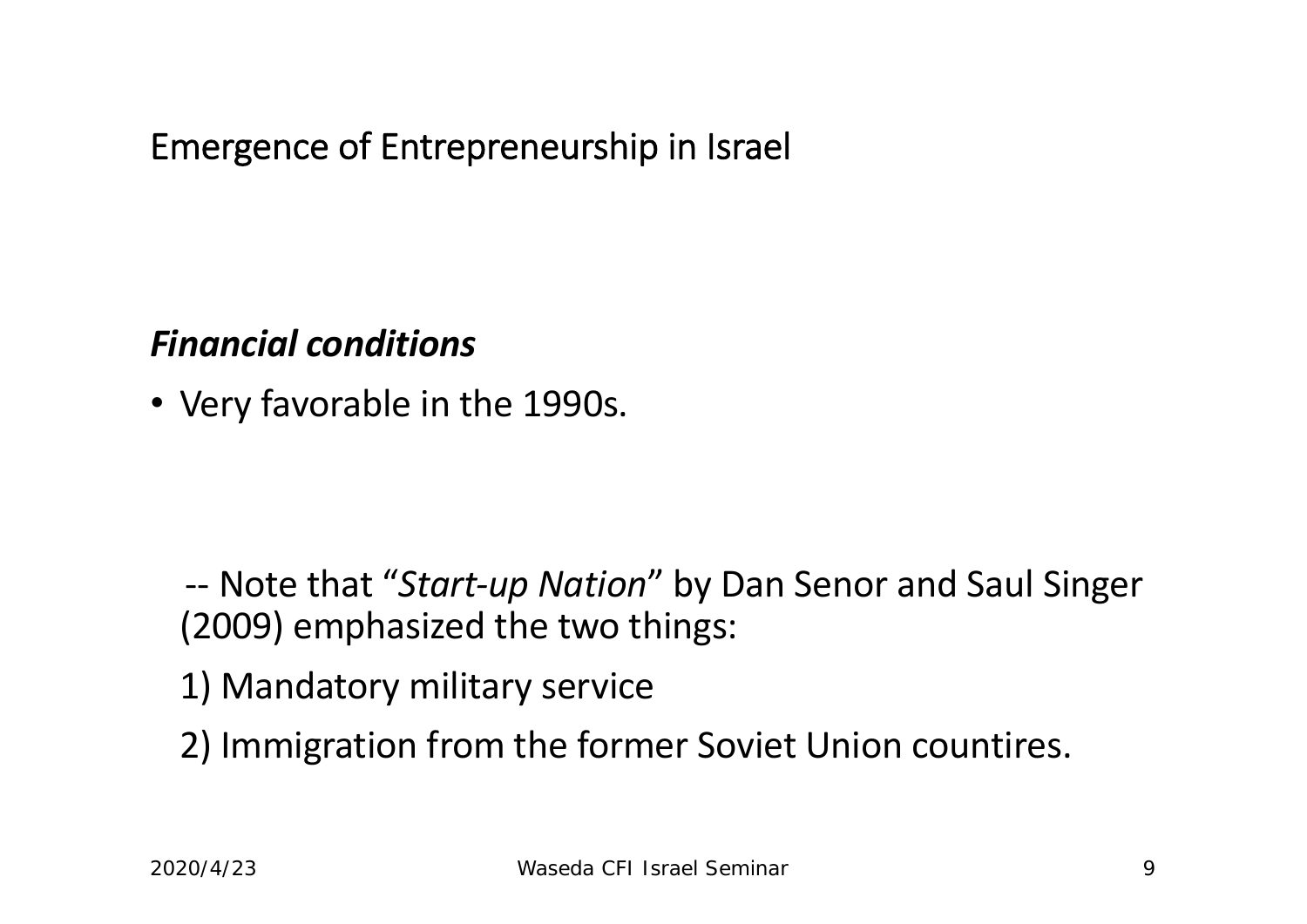# Emergence of Entrepreneurship in Israel

***Financial conditions***

- Very favorable in the 1990s.

-- Note that “*Start-up Nation*” by Dan Senor and Saul Singer (2009) emphasized the two things:

1) Mandatory military service

2) Immigration from the former Soviet Union countires.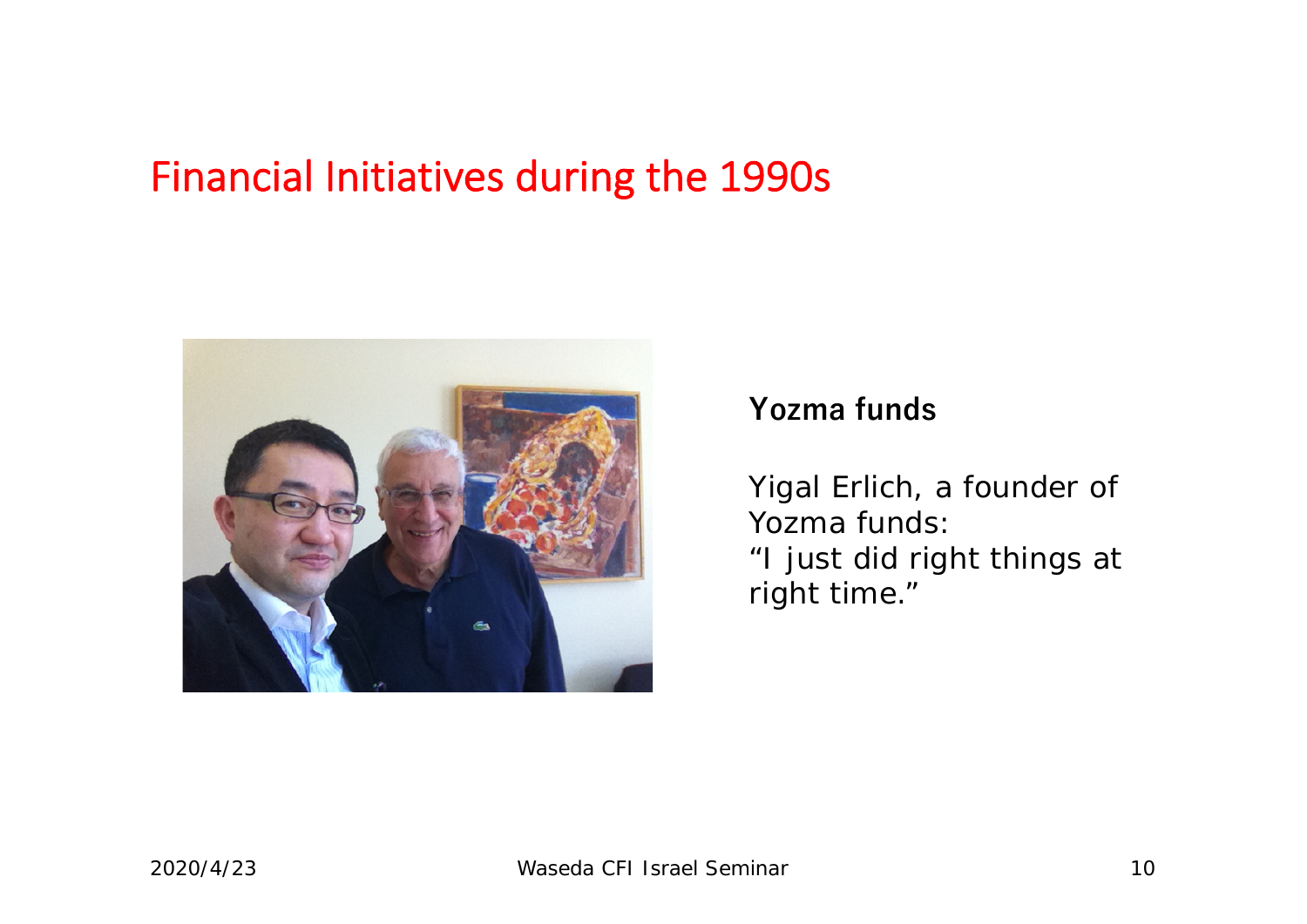# Financial Initiatives during the 1990s

**Yozma funds**

Yigal Erlich, a founder of Yozma funds:
"I just did right things at right time."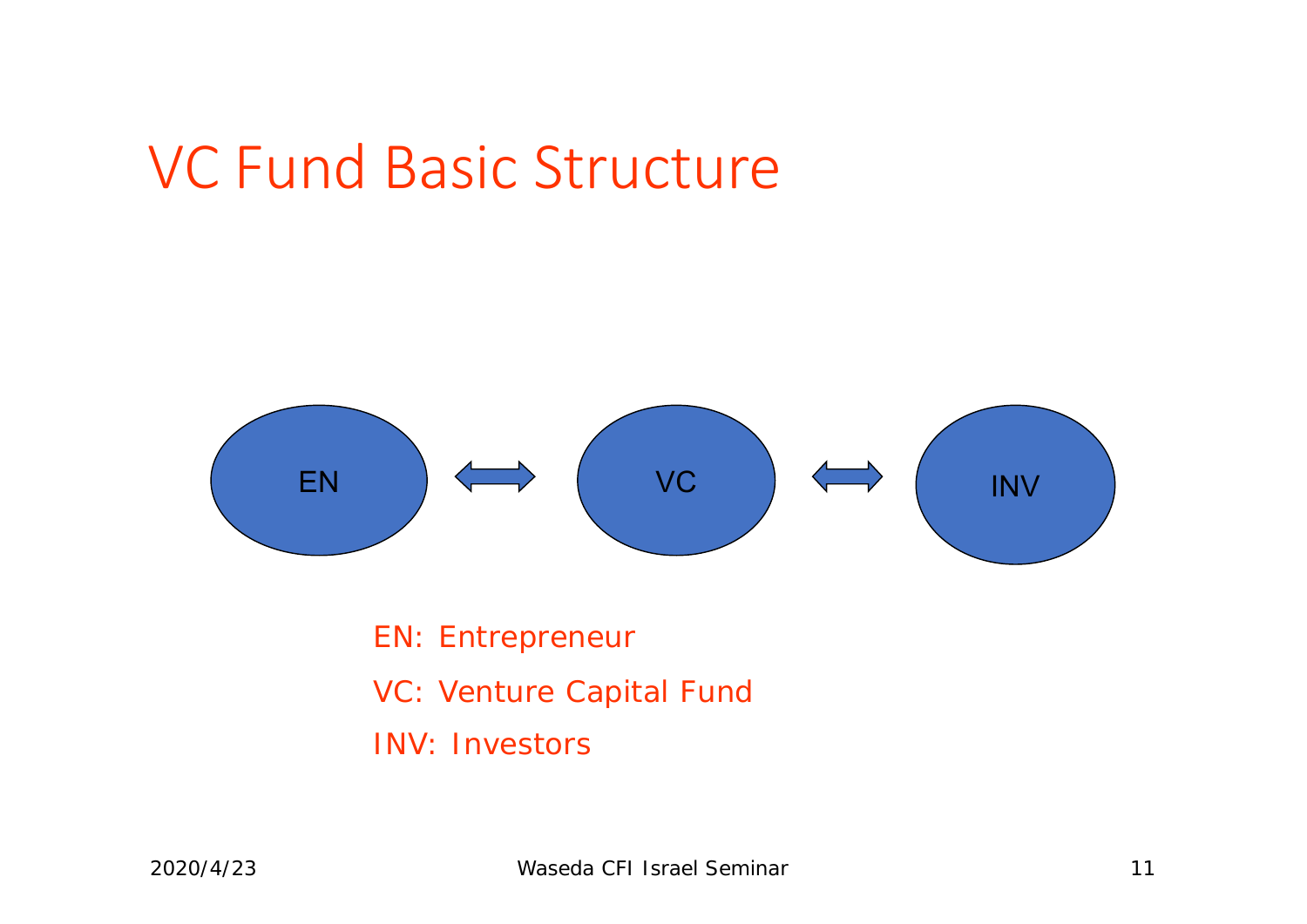# VC Fund Basic Structure

EN ⟺ VC ⟺ INV

EN: Entrepreneur

VC: Venture Capital Fund

INV: Investors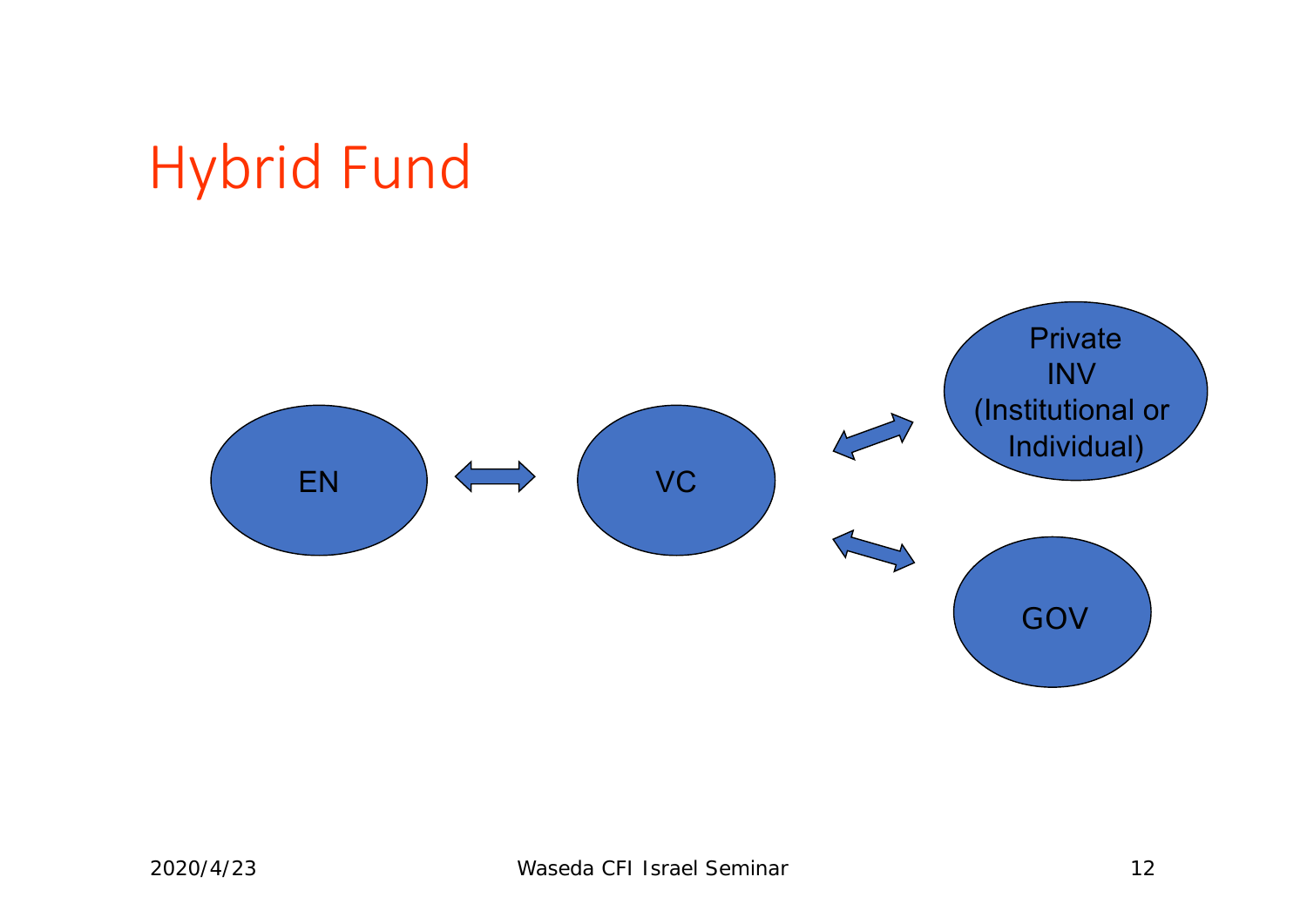# Hybrid Fund

EN ⟺ VC

VC ⟺ Private INV (Institutional or Individual)

VC ⟺ GOV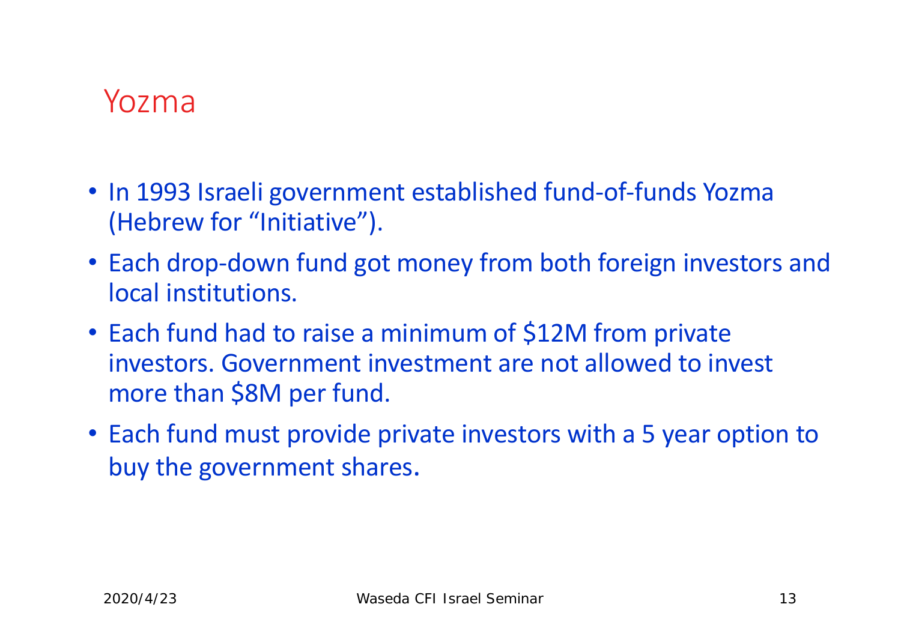# Yozma

- In 1993 Israeli government established fund-of-funds Yozma (Hebrew for “Initiative”).
- Each drop-down fund got money from both foreign investors and local institutions.
- Each fund had to raise a minimum of $12M from private investors. Government investment are not allowed to invest more than $8M per fund.
- Each fund must provide private investors with a 5 year option to buy the government shares.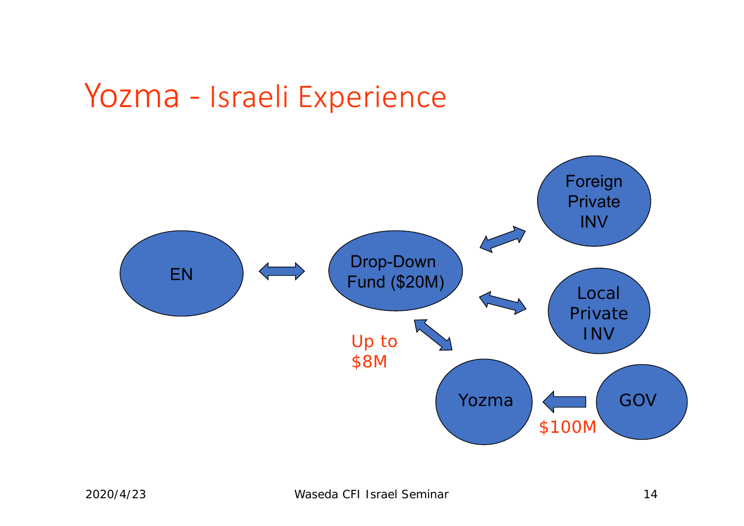# Yozma - Israeli Experience

EN

Drop-Down Fund ($20M)

Foreign Private INV

Local Private INV

Up to $8M

Yozma

GOV

$100M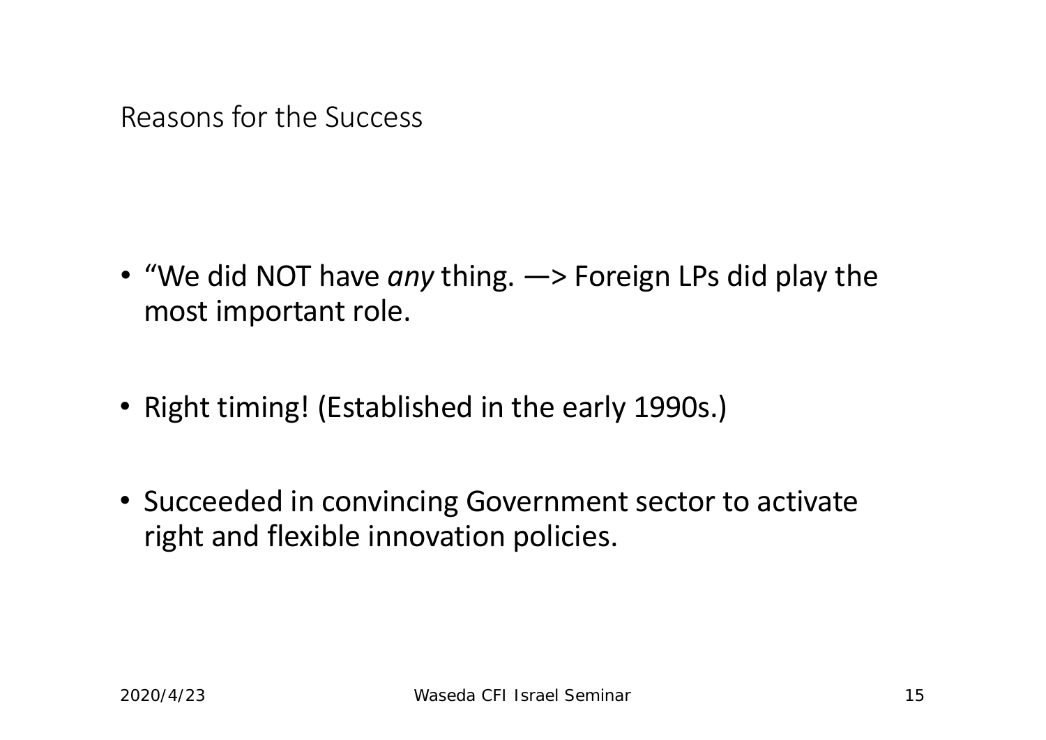# Reasons for the Success

- “We did NOT have *any* thing. —> Foreign LPs did play the most important role.
- Right timing! (Established in the early 1990s.)
- Succeeded in convincing Government sector to activate right and flexible innovation policies.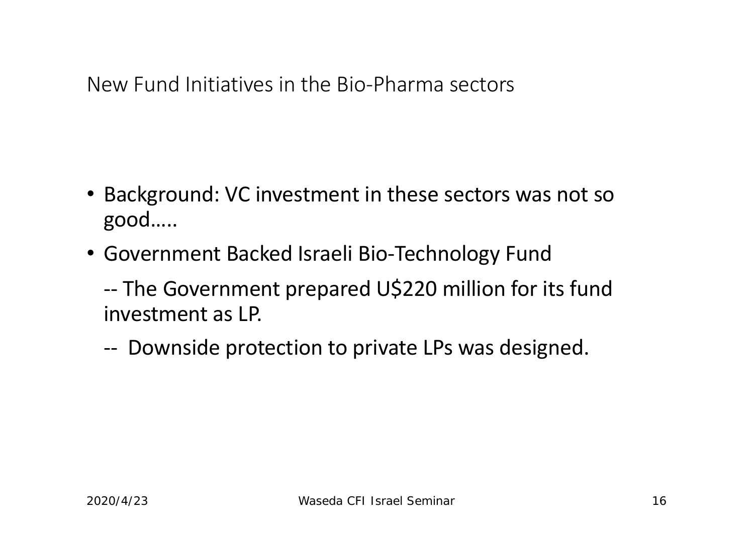# New Fund Initiatives in the Bio-Pharma sectors

- Background: VC investment in these sectors was not so good.....
- Government Backed Israeli Bio-Technology Fund

  -- The Government prepared U$220 million for its fund investment as LP.

  -- Downside protection to private LPs was designed.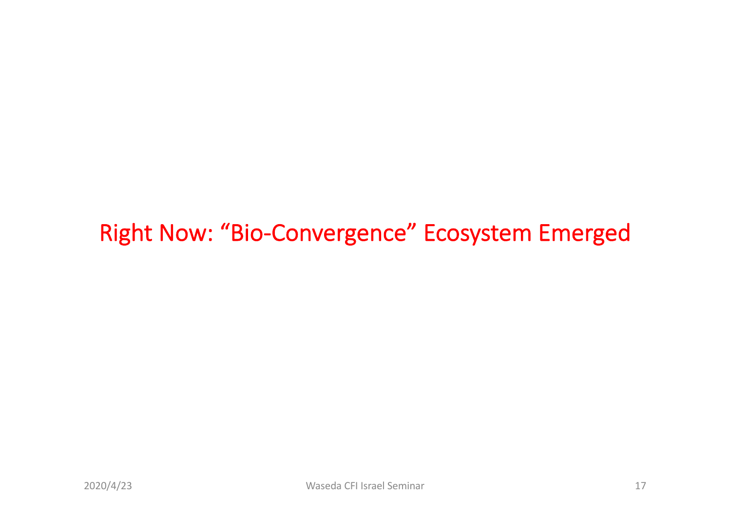# Right Now: “Bio-Convergence” Ecosystem Emerged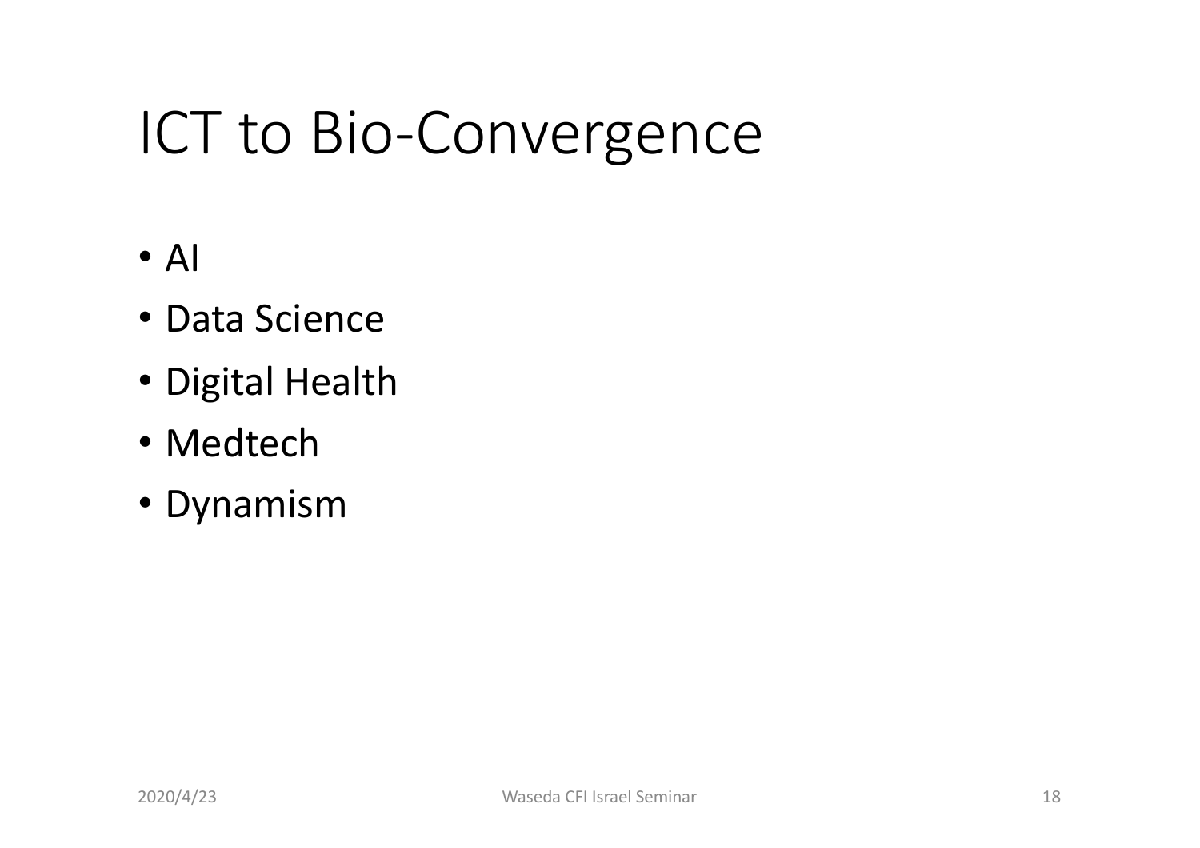# ICT to Bio-Convergence

- AI
- Data Science
- Digital Health
- Medtech
- Dynamism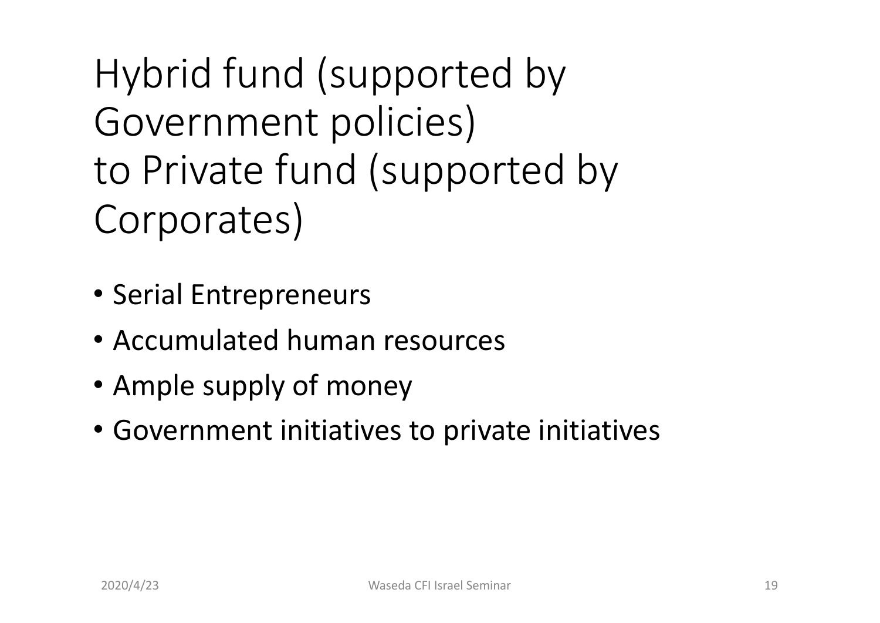# Hybrid fund (supported by Government policies) to Private fund (supported by Corporates)

- Serial Entrepreneurs
- Accumulated human resources
- Ample supply of money
- Government initiatives to private initiatives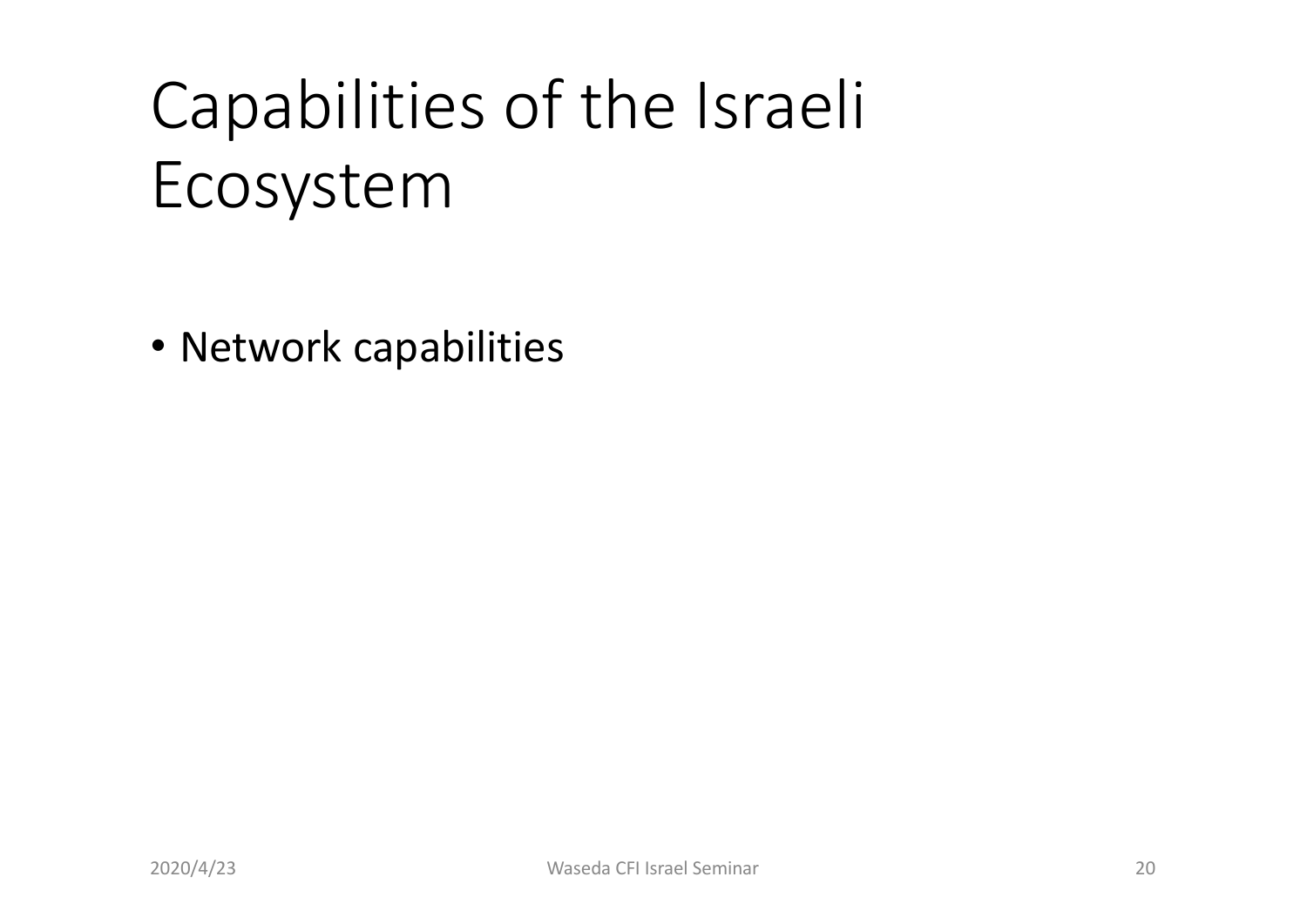# Capabilities of the Israeli Ecosystem

- Network capabilities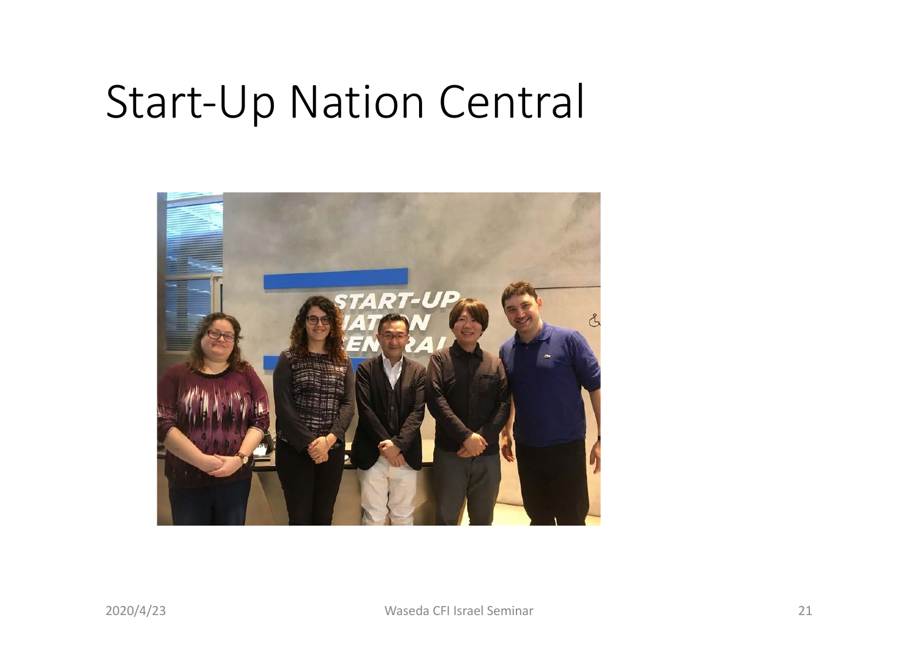# Start-Up Nation Central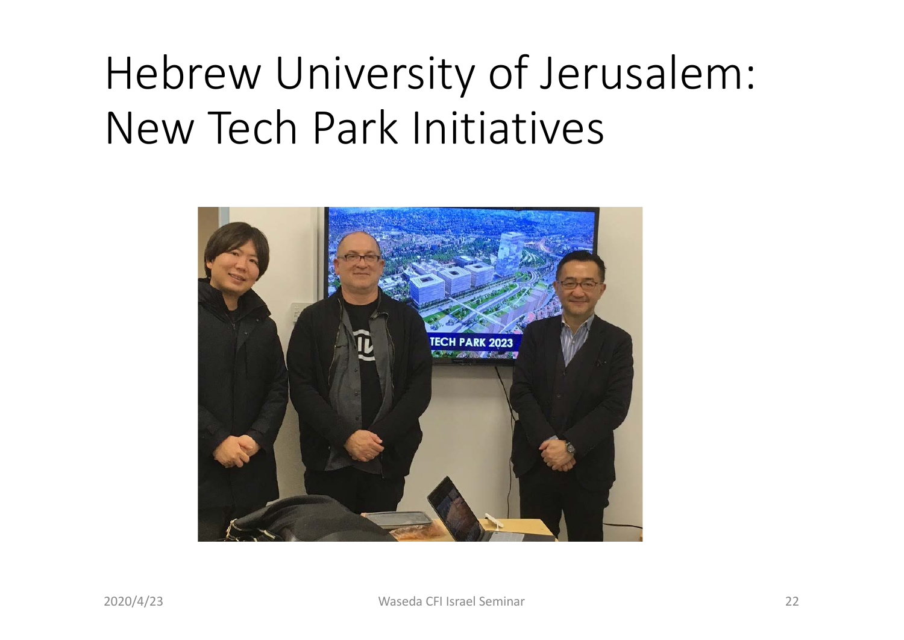# Hebrew University of Jerusalem: New Tech Park Initiatives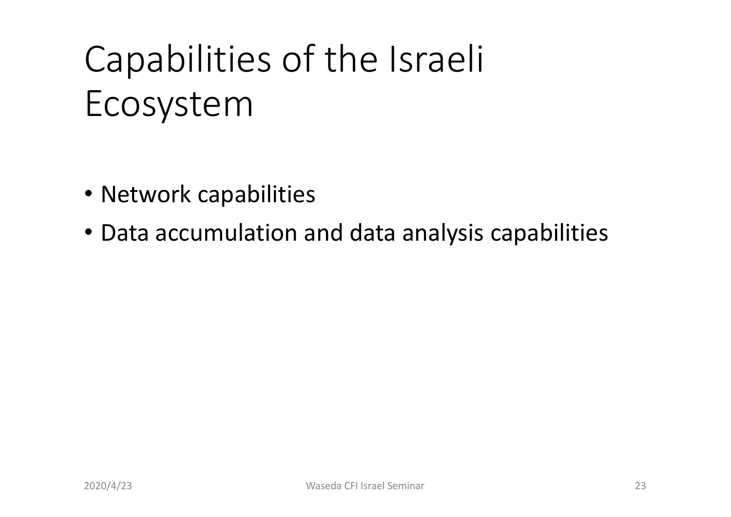# Capabilities of the Israeli Ecosystem

- Network capabilities
- Data accumulation and data analysis capabilities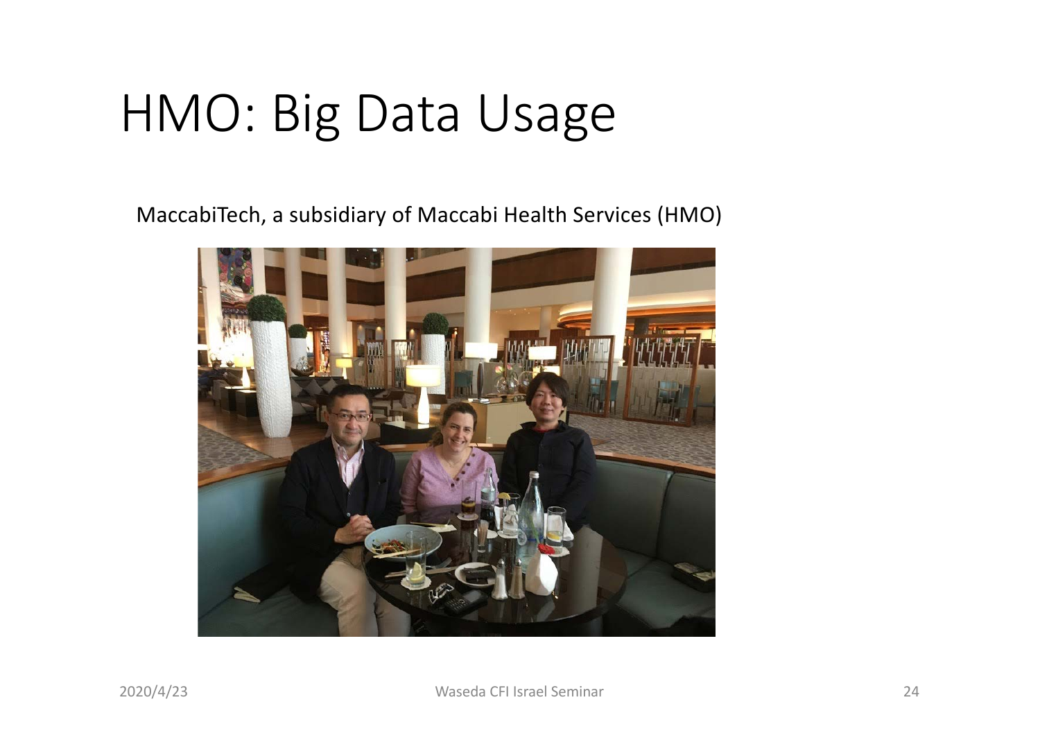# HMO: Big Data Usage

MaccabiTech, a subsidiary of Maccabi Health Services (HMO)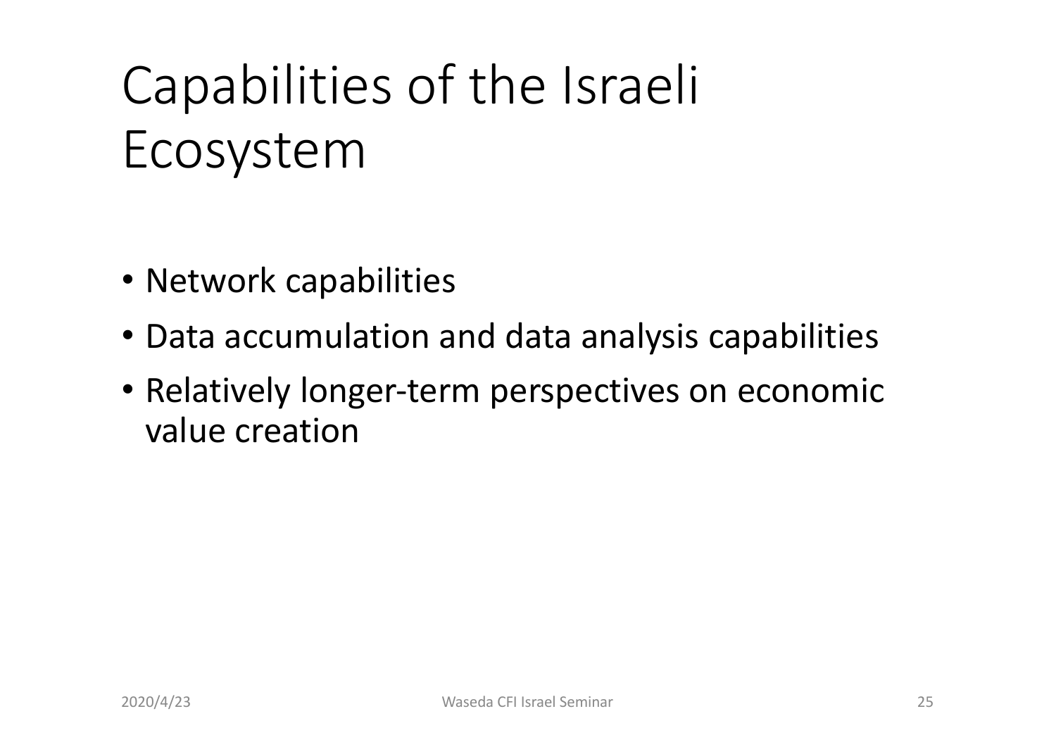# Capabilities of the Israeli Ecosystem

- Network capabilities
- Data accumulation and data analysis capabilities
- Relatively longer-term perspectives on economic value creation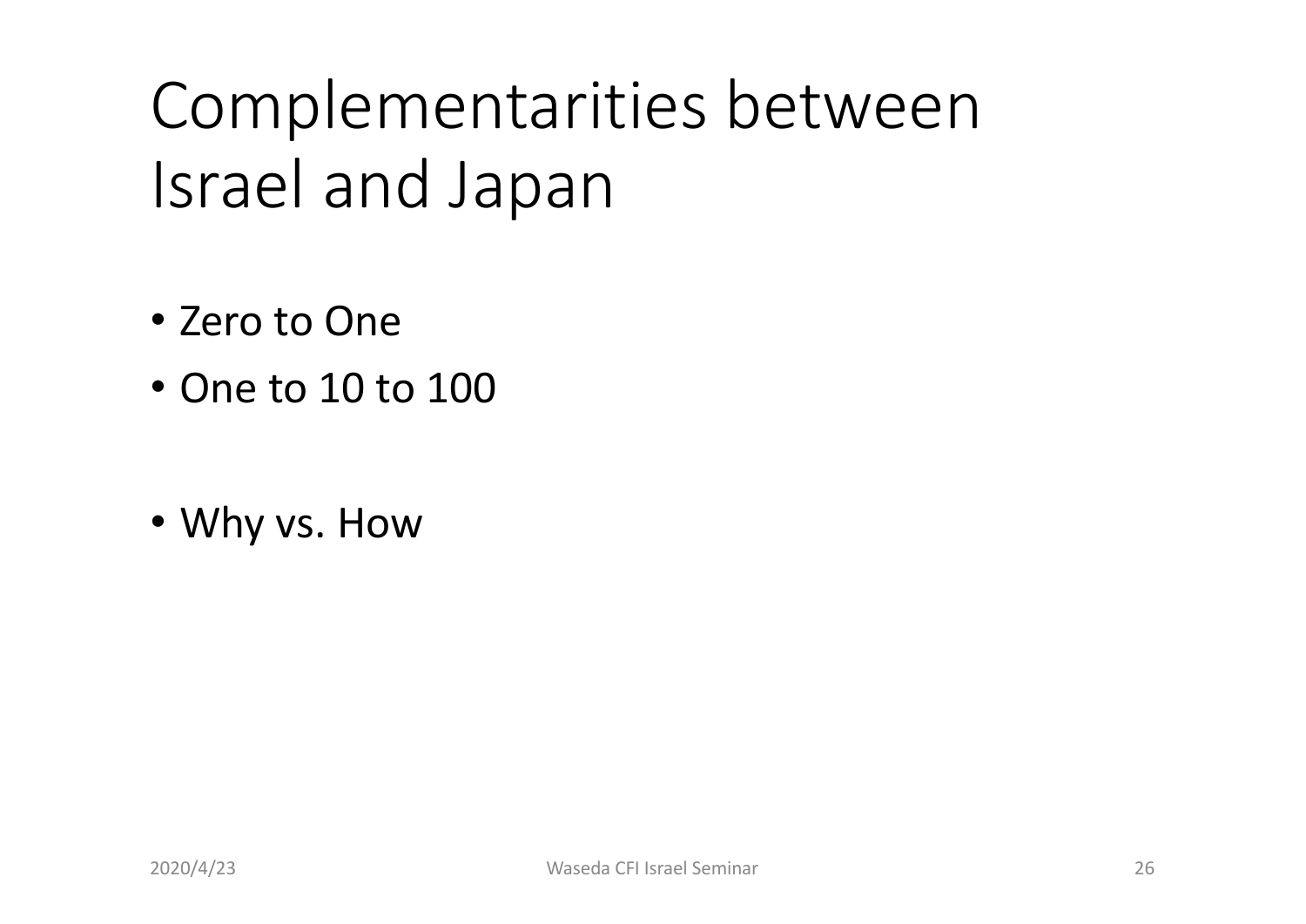# Complementarities between Israel and Japan

- Zero to One
- One to 10 to 100

- Why vs. How